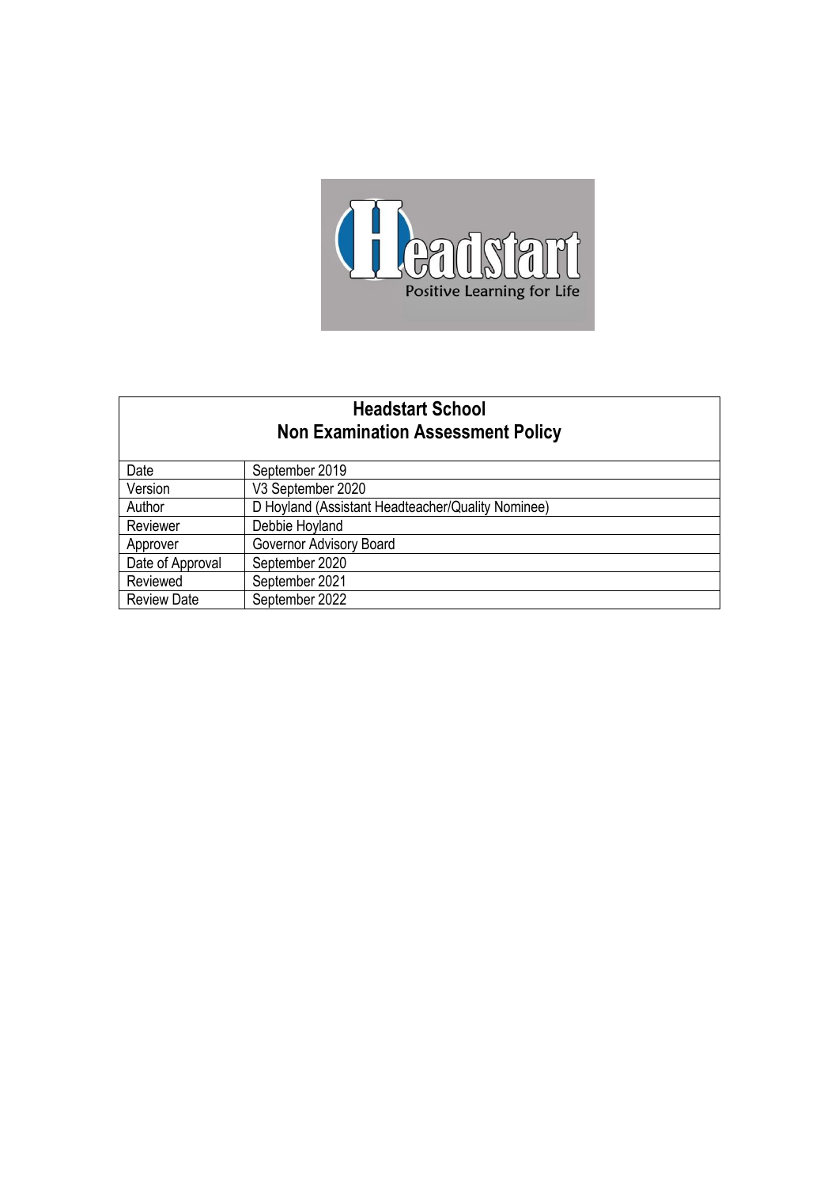# Headstart School
## Non Examination Assessment Policy

| | |
|---|---|
| Date | September 2019 |
| Version | V3 September 2020 |
| Author | D Hoyland (Assistant Headteacher/Quality Nominee) |
| Reviewer | Debbie Hoyland |
| Approver | Governor Advisory Board |
| Date of Approval | September 2020 |
| Reviewed | September 2021 |
| Review Date | September 2022 |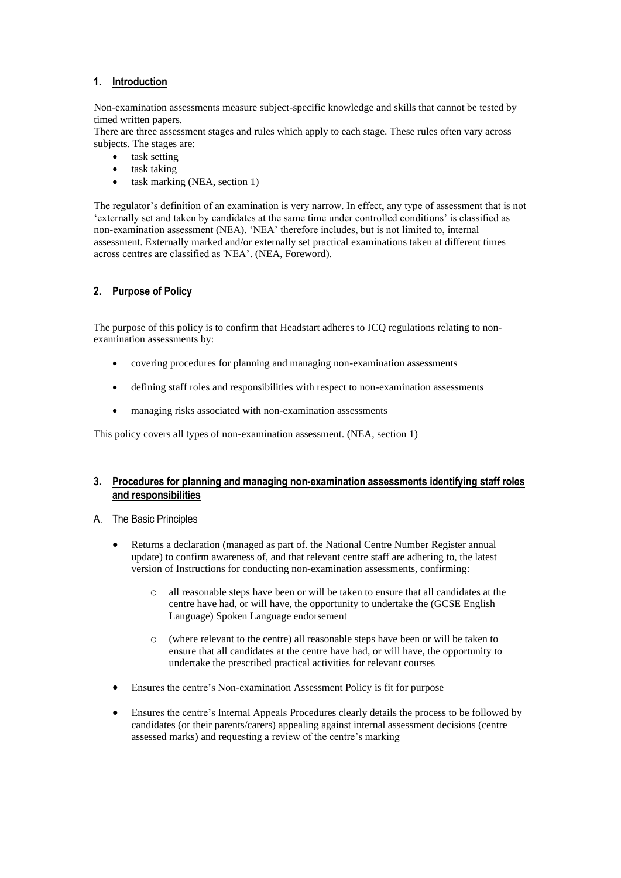## 1. Introduction

Non-examination assessments measure subject-specific knowledge and skills that cannot be tested by timed written papers.
There are three assessment stages and rules which apply to each stage. These rules often vary across subjects. The stages are:

- task setting
- task taking
- task marking (NEA, section 1)

The regulator's definition of an examination is very narrow. In effect, any type of assessment that is not 'externally set and taken by candidates at the same time under controlled conditions' is classified as non-examination assessment (NEA). 'NEA' therefore includes, but is not limited to, internal assessment. Externally marked and/or externally set practical examinations taken at different times across centres are classified as 'NEA'. (NEA, Foreword).

## 2. Purpose of Policy

The purpose of this policy is to confirm that Headstart adheres to JCQ regulations relating to non-examination assessments by:

- covering procedures for planning and managing non-examination assessments
- defining staff roles and responsibilities with respect to non-examination assessments
- managing risks associated with non-examination assessments

This policy covers all types of non-examination assessment. (NEA, section 1)

## 3. Procedures for planning and managing non-examination assessments identifying staff roles and responsibilities

A. The Basic Principles

- Returns a declaration (managed as part of. the National Centre Number Register annual update) to confirm awareness of, and that relevant centre staff are adhering to, the latest version of Instructions for conducting non-examination assessments, confirming:
    - all reasonable steps have been or will be taken to ensure that all candidates at the centre have had, or will have, the opportunity to undertake the (GCSE English Language) Spoken Language endorsement
    - (where relevant to the centre) all reasonable steps have been or will be taken to ensure that all candidates at the centre have had, or will have, the opportunity to undertake the prescribed practical activities for relevant courses
- Ensures the centre's Non-examination Assessment Policy is fit for purpose
- Ensures the centre's Internal Appeals Procedures clearly details the process to be followed by candidates (or their parents/carers) appealing against internal assessment decisions (centre assessed marks) and requesting a review of the centre's marking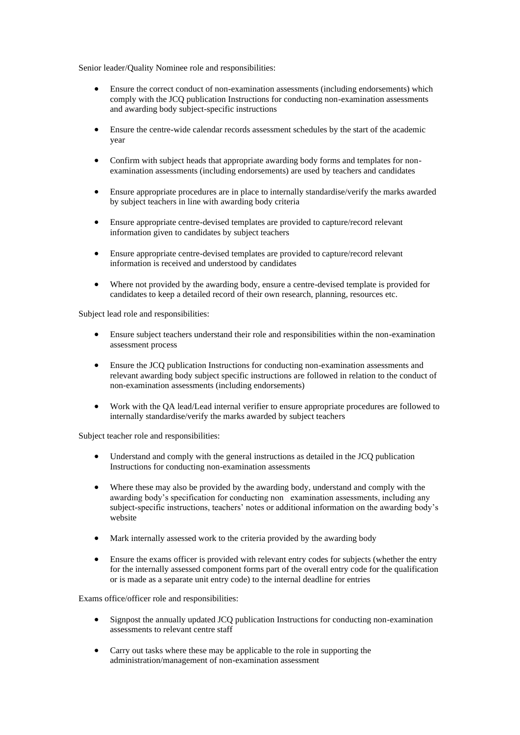Senior leader/Quality Nominee role and responsibilities:

- Ensure the correct conduct of non-examination assessments (including endorsements) which comply with the JCQ publication Instructions for conducting non-examination assessments and awarding body subject-specific instructions
- Ensure the centre-wide calendar records assessment schedules by the start of the academic year
- Confirm with subject heads that appropriate awarding body forms and templates for non-examination assessments (including endorsements) are used by teachers and candidates
- Ensure appropriate procedures are in place to internally standardise/verify the marks awarded by subject teachers in line with awarding body criteria
- Ensure appropriate centre-devised templates are provided to capture/record relevant information given to candidates by subject teachers
- Ensure appropriate centre-devised templates are provided to capture/record relevant information is received and understood by candidates
- Where not provided by the awarding body, ensure a centre-devised template is provided for candidates to keep a detailed record of their own research, planning, resources etc.

Subject lead role and responsibilities:

- Ensure subject teachers understand their role and responsibilities within the non-examination assessment process
- Ensure the JCQ publication Instructions for conducting non-examination assessments and relevant awarding body subject specific instructions are followed in relation to the conduct of non-examination assessments (including endorsements)
- Work with the QA lead/Lead internal verifier to ensure appropriate procedures are followed to internally standardise/verify the marks awarded by subject teachers

Subject teacher role and responsibilities:

- Understand and comply with the general instructions as detailed in the JCQ publication Instructions for conducting non-examination assessments
- Where these may also be provided by the awarding body, understand and comply with the awarding body's specification for conducting non examination assessments, including any subject-specific instructions, teachers' notes or additional information on the awarding body's website
- Mark internally assessed work to the criteria provided by the awarding body
- Ensure the exams officer is provided with relevant entry codes for subjects (whether the entry for the internally assessed component forms part of the overall entry code for the qualification or is made as a separate unit entry code) to the internal deadline for entries

Exams office/officer role and responsibilities:

- Signpost the annually updated JCQ publication Instructions for conducting non-examination assessments to relevant centre staff
- Carry out tasks where these may be applicable to the role in supporting the administration/management of non-examination assessment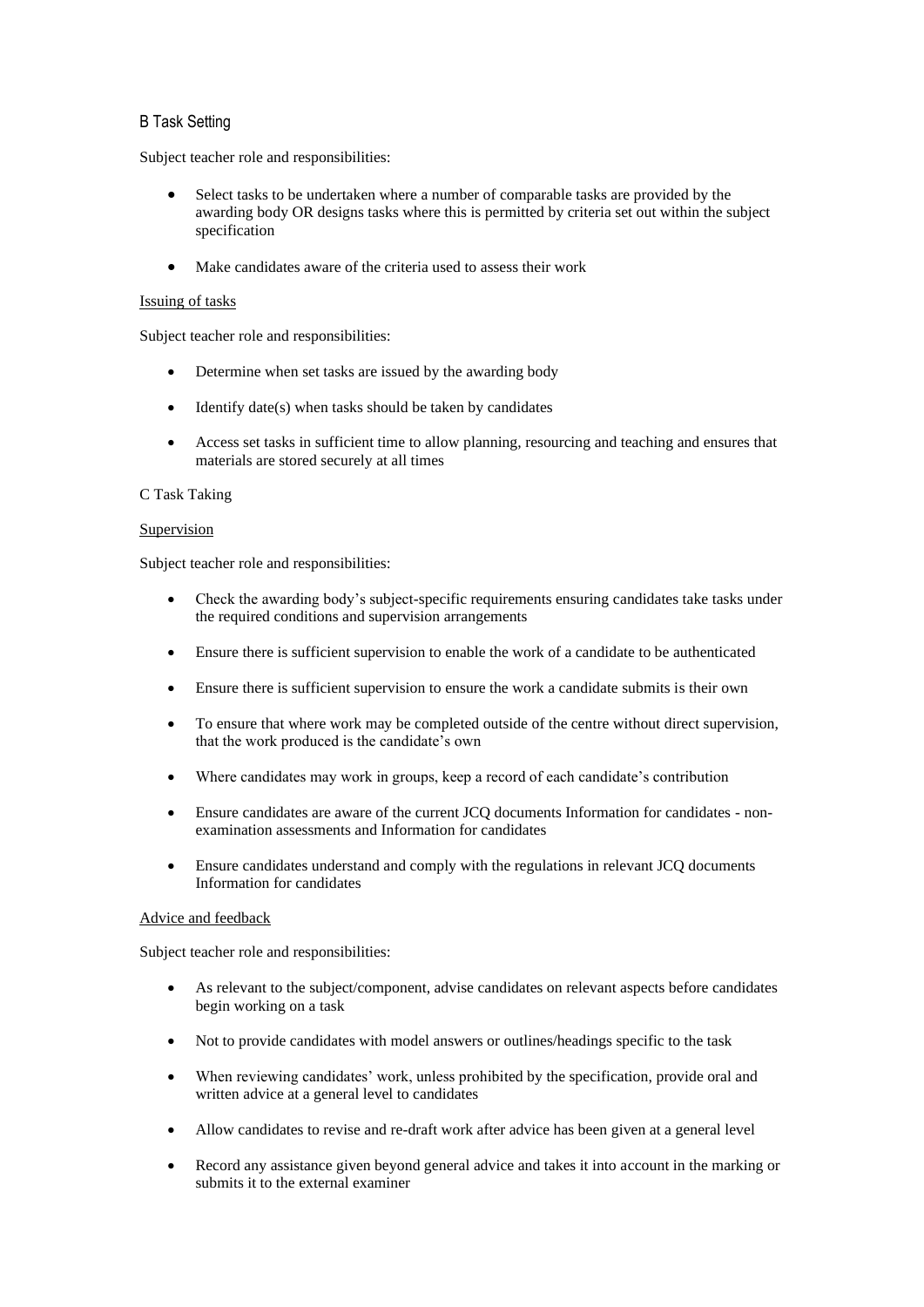## B Task Setting

Subject teacher role and responsibilities:

- Select tasks to be undertaken where a number of comparable tasks are provided by the awarding body OR designs tasks where this is permitted by criteria set out within the subject specification
- Make candidates aware of the criteria used to assess their work

<u>Issuing of tasks</u>

Subject teacher role and responsibilities:

- Determine when set tasks are issued by the awarding body
- Identify date(s) when tasks should be taken by candidates
- Access set tasks in sufficient time to allow planning, resourcing and teaching and ensures that materials are stored securely at all times

## C Task Taking

<u>Supervision</u>

Subject teacher role and responsibilities:

- Check the awarding body's subject-specific requirements ensuring candidates take tasks under the required conditions and supervision arrangements
- Ensure there is sufficient supervision to enable the work of a candidate to be authenticated
- Ensure there is sufficient supervision to ensure the work a candidate submits is their own
- To ensure that where work may be completed outside of the centre without direct supervision, that the work produced is the candidate's own
- Where candidates may work in groups, keep a record of each candidate's contribution
- Ensure candidates are aware of the current JCQ documents Information for candidates - non-examination assessments and Information for candidates
- Ensure candidates understand and comply with the regulations in relevant JCQ documents Information for candidates

<u>Advice and feedback</u>

Subject teacher role and responsibilities:

- As relevant to the subject/component, advise candidates on relevant aspects before candidates begin working on a task
- Not to provide candidates with model answers or outlines/headings specific to the task
- When reviewing candidates' work, unless prohibited by the specification, provide oral and written advice at a general level to candidates
- Allow candidates to revise and re-draft work after advice has been given at a general level
- Record any assistance given beyond general advice and takes it into account in the marking or submits it to the external examiner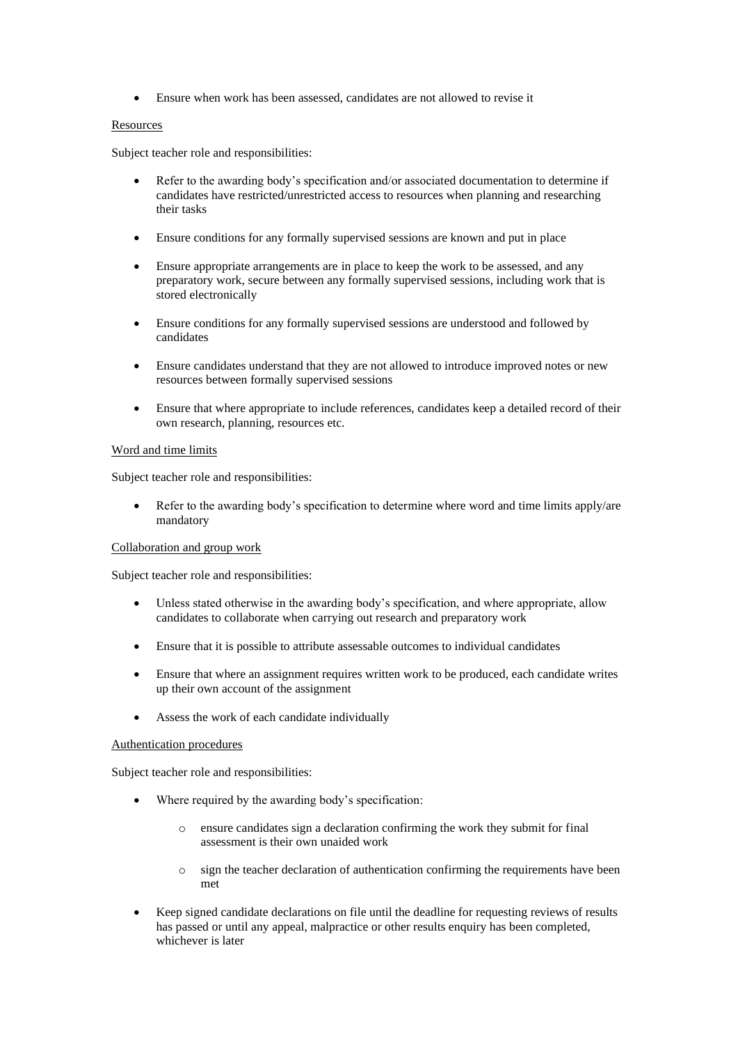- Ensure when work has been assessed, candidates are not allowed to revise it

Resources

Subject teacher role and responsibilities:

- Refer to the awarding body's specification and/or associated documentation to determine if candidates have restricted/unrestricted access to resources when planning and researching their tasks
- Ensure conditions for any formally supervised sessions are known and put in place
- Ensure appropriate arrangements are in place to keep the work to be assessed, and any preparatory work, secure between any formally supervised sessions, including work that is stored electronically
- Ensure conditions for any formally supervised sessions are understood and followed by candidates
- Ensure candidates understand that they are not allowed to introduce improved notes or new resources between formally supervised sessions
- Ensure that where appropriate to include references, candidates keep a detailed record of their own research, planning, resources etc.

Word and time limits

Subject teacher role and responsibilities:

- Refer to the awarding body's specification to determine where word and time limits apply/are mandatory

Collaboration and group work

Subject teacher role and responsibilities:

- Unless stated otherwise in the awarding body's specification, and where appropriate, allow candidates to collaborate when carrying out research and preparatory work
- Ensure that it is possible to attribute assessable outcomes to individual candidates
- Ensure that where an assignment requires written work to be produced, each candidate writes up their own account of the assignment
- Assess the work of each candidate individually

Authentication procedures

Subject teacher role and responsibilities:

- Where required by the awarding body's specification:
    - ensure candidates sign a declaration confirming the work they submit for final assessment is their own unaided work
    - sign the teacher declaration of authentication confirming the requirements have been met
- Keep signed candidate declarations on file until the deadline for requesting reviews of results has passed or until any appeal, malpractice or other results enquiry has been completed, whichever is later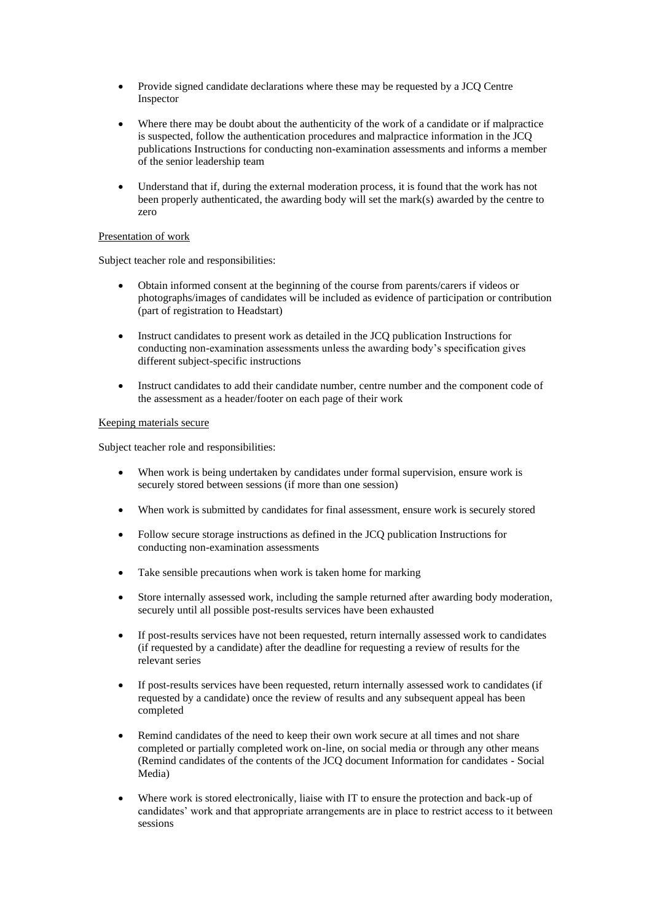- Provide signed candidate declarations where these may be requested by a JCQ Centre Inspector

- Where there may be doubt about the authenticity of the work of a candidate or if malpractice is suspected, follow the authentication procedures and malpractice information in the JCQ publications Instructions for conducting non-examination assessments and informs a member of the senior leadership team

- Understand that if, during the external moderation process, it is found that the work has not been properly authenticated, the awarding body will set the mark(s) awarded by the centre to zero

<u>Presentation of work</u>

Subject teacher role and responsibilities:

- Obtain informed consent at the beginning of the course from parents/carers if videos or photographs/images of candidates will be included as evidence of participation or contribution (part of registration to Headstart)

- Instruct candidates to present work as detailed in the JCQ publication Instructions for conducting non-examination assessments unless the awarding body's specification gives different subject-specific instructions

- Instruct candidates to add their candidate number, centre number and the component code of the assessment as a header/footer on each page of their work

<u>Keeping materials secure</u>

Subject teacher role and responsibilities:

- When work is being undertaken by candidates under formal supervision, ensure work is securely stored between sessions (if more than one session)

- When work is submitted by candidates for final assessment, ensure work is securely stored

- Follow secure storage instructions as defined in the JCQ publication Instructions for conducting non-examination assessments

- Take sensible precautions when work is taken home for marking

- Store internally assessed work, including the sample returned after awarding body moderation, securely until all possible post-results services have been exhausted

- If post-results services have not been requested, return internally assessed work to candidates (if requested by a candidate) after the deadline for requesting a review of results for the relevant series

- If post-results services have been requested, return internally assessed work to candidates (if requested by a candidate) once the review of results and any subsequent appeal has been completed

- Remind candidates of the need to keep their own work secure at all times and not share completed or partially completed work on-line, on social media or through any other means (Remind candidates of the contents of the JCQ document Information for candidates - Social Media)

- Where work is stored electronically, liaise with IT to ensure the protection and back-up of candidates' work and that appropriate arrangements are in place to restrict access to it between sessions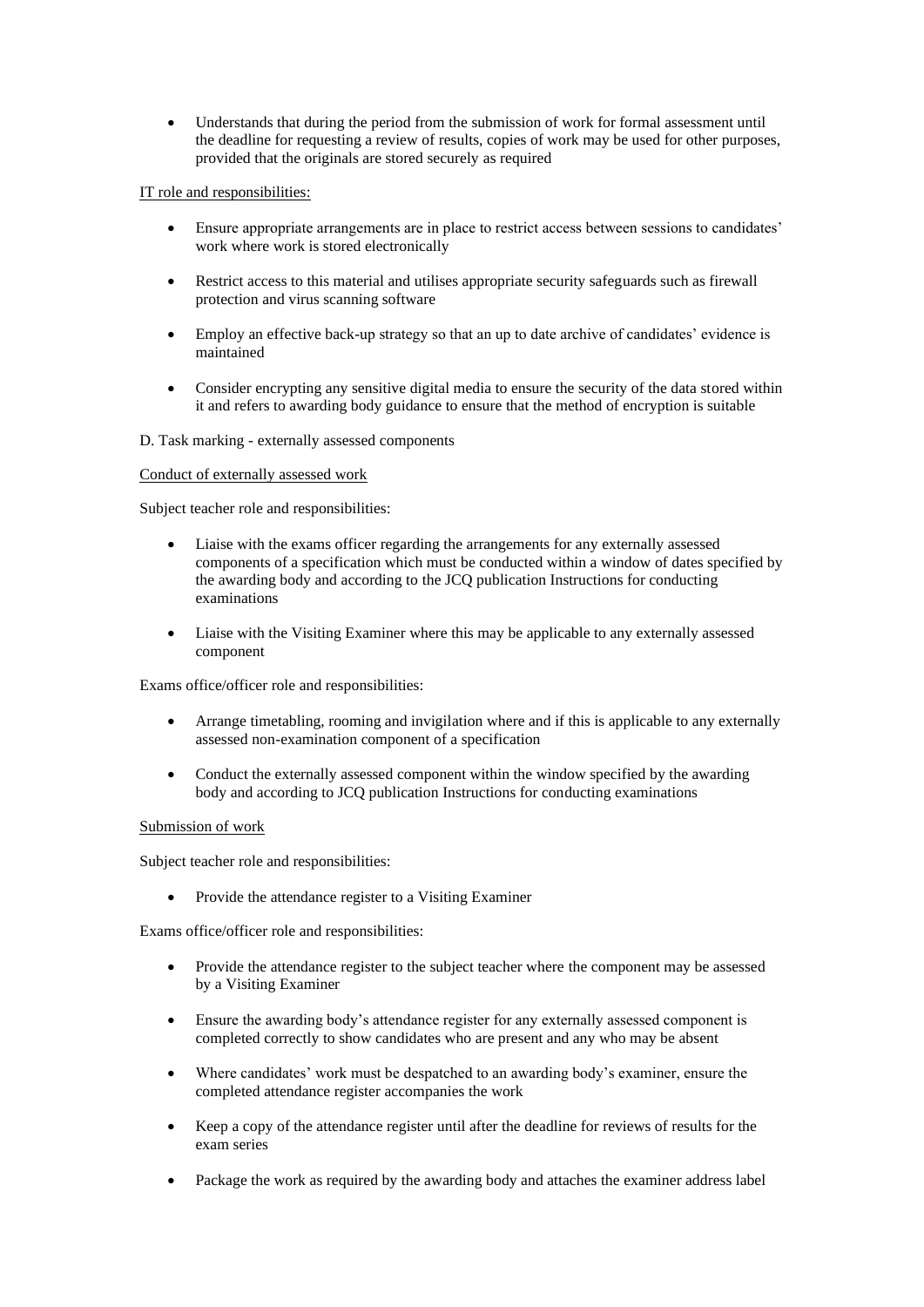- Understands that during the period from the submission of work for formal assessment until the deadline for requesting a review of results, copies of work may be used for other purposes, provided that the originals are stored securely as required

IT role and responsibilities:

- Ensure appropriate arrangements are in place to restrict access between sessions to candidates' work where work is stored electronically
- Restrict access to this material and utilises appropriate security safeguards such as firewall protection and virus scanning software
- Employ an effective back-up strategy so that an up to date archive of candidates' evidence is maintained
- Consider encrypting any sensitive digital media to ensure the security of the data stored within it and refers to awarding body guidance to ensure that the method of encryption is suitable

D. Task marking - externally assessed components

Conduct of externally assessed work

Subject teacher role and responsibilities:

- Liaise with the exams officer regarding the arrangements for any externally assessed components of a specification which must be conducted within a window of dates specified by the awarding body and according to the JCQ publication Instructions for conducting examinations
- Liaise with the Visiting Examiner where this may be applicable to any externally assessed component

Exams office/officer role and responsibilities:

- Arrange timetabling, rooming and invigilation where and if this is applicable to any externally assessed non-examination component of a specification
- Conduct the externally assessed component within the window specified by the awarding body and according to JCQ publication Instructions for conducting examinations

Submission of work

Subject teacher role and responsibilities:

- Provide the attendance register to a Visiting Examiner

Exams office/officer role and responsibilities:

- Provide the attendance register to the subject teacher where the component may be assessed by a Visiting Examiner
- Ensure the awarding body's attendance register for any externally assessed component is completed correctly to show candidates who are present and any who may be absent
- Where candidates' work must be despatched to an awarding body's examiner, ensure the completed attendance register accompanies the work
- Keep a copy of the attendance register until after the deadline for reviews of results for the exam series
- Package the work as required by the awarding body and attaches the examiner address label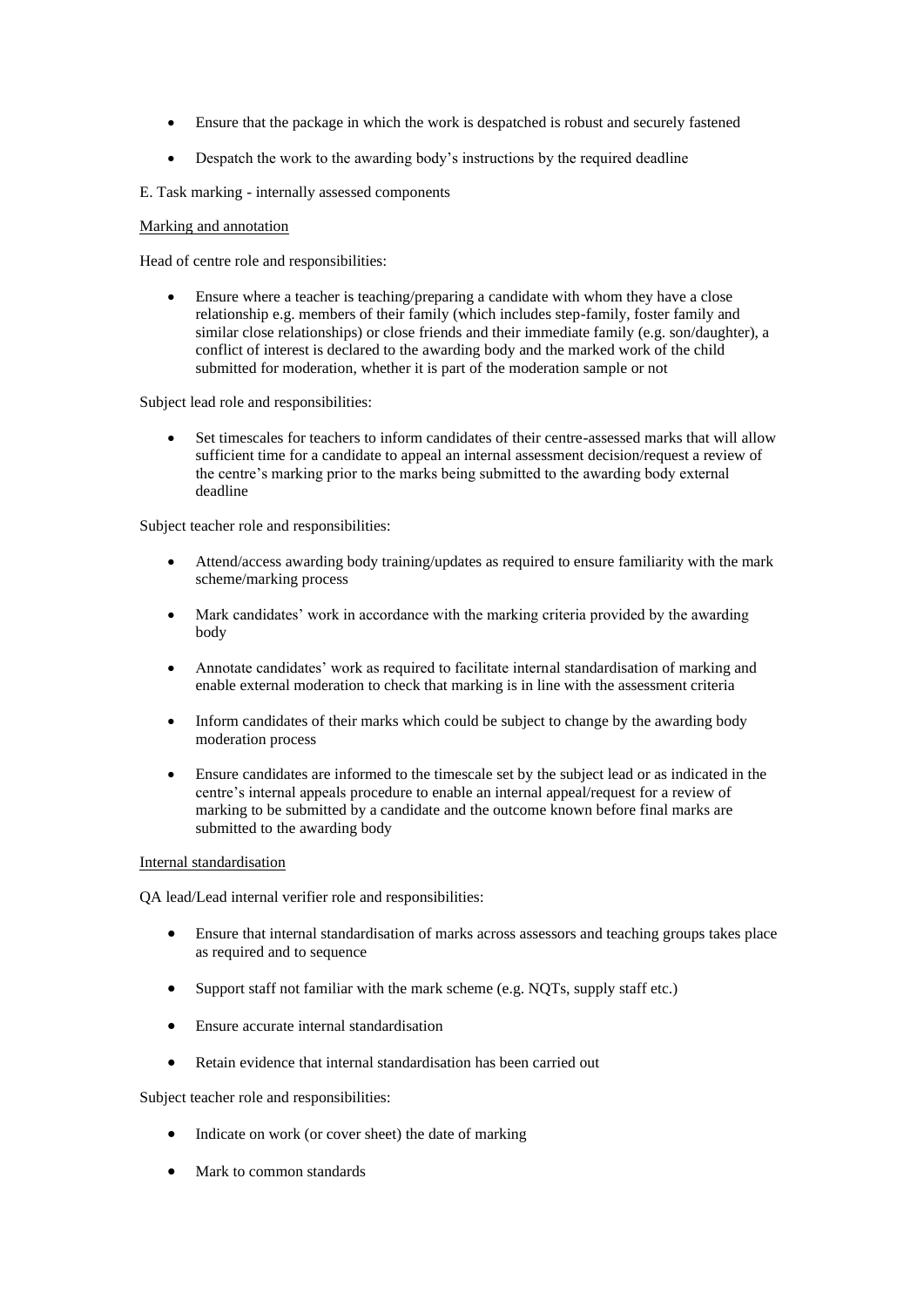- Ensure that the package in which the work is despatched is robust and securely fastened
- Despatch the work to the awarding body's instructions by the required deadline

E. Task marking - internally assessed components

Marking and annotation

Head of centre role and responsibilities:

- Ensure where a teacher is teaching/preparing a candidate with whom they have a close relationship e.g. members of their family (which includes step-family, foster family and similar close relationships) or close friends and their immediate family (e.g. son/daughter), a conflict of interest is declared to the awarding body and the marked work of the child submitted for moderation, whether it is part of the moderation sample or not

Subject lead role and responsibilities:

- Set timescales for teachers to inform candidates of their centre-assessed marks that will allow sufficient time for a candidate to appeal an internal assessment decision/request a review of the centre's marking prior to the marks being submitted to the awarding body external deadline

Subject teacher role and responsibilities:

- Attend/access awarding body training/updates as required to ensure familiarity with the mark scheme/marking process
- Mark candidates' work in accordance with the marking criteria provided by the awarding body
- Annotate candidates' work as required to facilitate internal standardisation of marking and enable external moderation to check that marking is in line with the assessment criteria
- Inform candidates of their marks which could be subject to change by the awarding body moderation process
- Ensure candidates are informed to the timescale set by the subject lead or as indicated in the centre's internal appeals procedure to enable an internal appeal/request for a review of marking to be submitted by a candidate and the outcome known before final marks are submitted to the awarding body

Internal standardisation

QA lead/Lead internal verifier role and responsibilities:

- Ensure that internal standardisation of marks across assessors and teaching groups takes place as required and to sequence
- Support staff not familiar with the mark scheme (e.g. NQTs, supply staff etc.)
- Ensure accurate internal standardisation
- Retain evidence that internal standardisation has been carried out

Subject teacher role and responsibilities:

- Indicate on work (or cover sheet) the date of marking
- Mark to common standards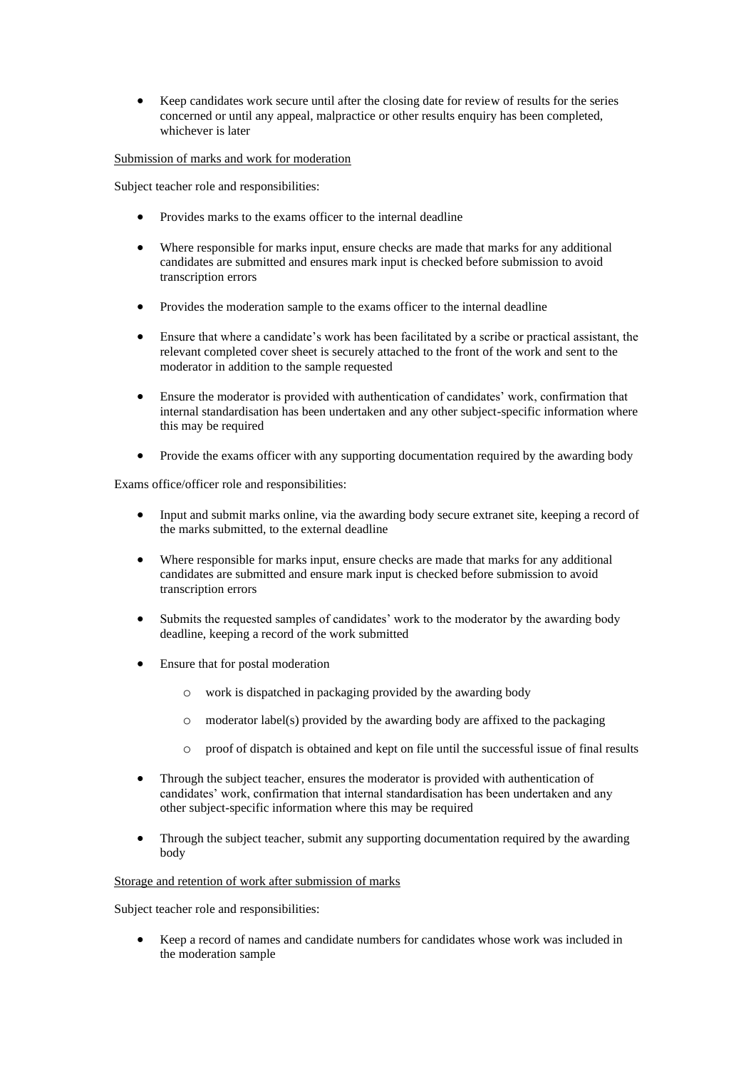- Keep candidates work secure until after the closing date for review of results for the series concerned or until any appeal, malpractice or other results enquiry has been completed, whichever is later

Submission of marks and work for moderation

Subject teacher role and responsibilities:

- Provides marks to the exams officer to the internal deadline
- Where responsible for marks input, ensure checks are made that marks for any additional candidates are submitted and ensures mark input is checked before submission to avoid transcription errors
- Provides the moderation sample to the exams officer to the internal deadline
- Ensure that where a candidate's work has been facilitated by a scribe or practical assistant, the relevant completed cover sheet is securely attached to the front of the work and sent to the moderator in addition to the sample requested
- Ensure the moderator is provided with authentication of candidates' work, confirmation that internal standardisation has been undertaken and any other subject-specific information where this may be required
- Provide the exams officer with any supporting documentation required by the awarding body

Exams office/officer role and responsibilities:

- Input and submit marks online, via the awarding body secure extranet site, keeping a record of the marks submitted, to the external deadline
- Where responsible for marks input, ensure checks are made that marks for any additional candidates are submitted and ensure mark input is checked before submission to avoid transcription errors
- Submits the requested samples of candidates' work to the moderator by the awarding body deadline, keeping a record of the work submitted
- Ensure that for postal moderation
    - work is dispatched in packaging provided by the awarding body
    - moderator label(s) provided by the awarding body are affixed to the packaging
    - proof of dispatch is obtained and kept on file until the successful issue of final results
- Through the subject teacher, ensures the moderator is provided with authentication of candidates' work, confirmation that internal standardisation has been undertaken and any other subject-specific information where this may be required
- Through the subject teacher, submit any supporting documentation required by the awarding body

Storage and retention of work after submission of marks

Subject teacher role and responsibilities:

- Keep a record of names and candidate numbers for candidates whose work was included in the moderation sample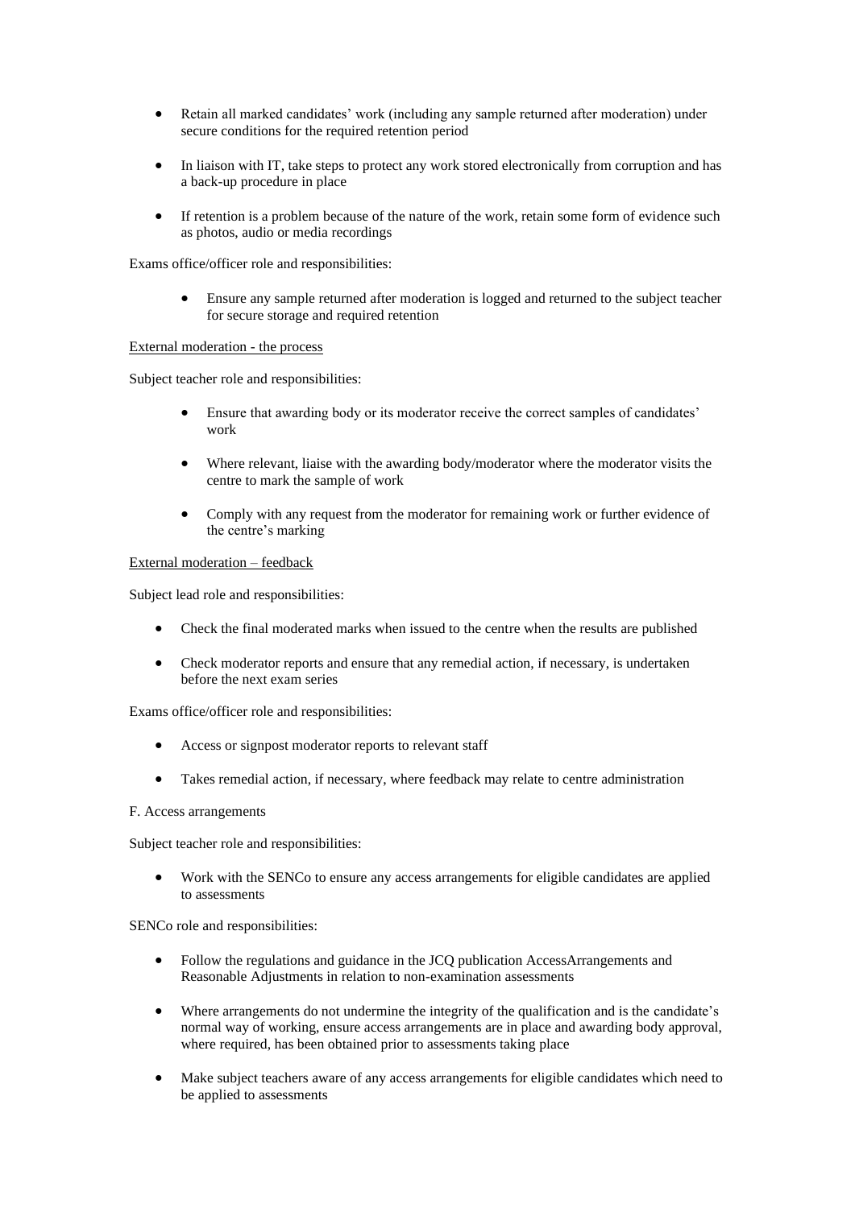- Retain all marked candidates' work (including any sample returned after moderation) under secure conditions for the required retention period
- In liaison with IT, take steps to protect any work stored electronically from corruption and has a back-up procedure in place
- If retention is a problem because of the nature of the work, retain some form of evidence such as photos, audio or media recordings

Exams office/officer role and responsibilities:

- Ensure any sample returned after moderation is logged and returned to the subject teacher for secure storage and required retention

<u>External moderation - the process</u>

Subject teacher role and responsibilities:

- Ensure that awarding body or its moderator receive the correct samples of candidates' work
- Where relevant, liaise with the awarding body/moderator where the moderator visits the centre to mark the sample of work
- Comply with any request from the moderator for remaining work or further evidence of the centre's marking

<u>External moderation – feedback</u>

Subject lead role and responsibilities:

- Check the final moderated marks when issued to the centre when the results are published
- Check moderator reports and ensure that any remedial action, if necessary, is undertaken before the next exam series

Exams office/officer role and responsibilities:

- Access or signpost moderator reports to relevant staff
- Takes remedial action, if necessary, where feedback may relate to centre administration

F. Access arrangements

Subject teacher role and responsibilities:

- Work with the SENCo to ensure any access arrangements for eligible candidates are applied to assessments

SENCo role and responsibilities:

- Follow the regulations and guidance in the JCQ publication AccessArrangements and Reasonable Adjustments in relation to non-examination assessments
- Where arrangements do not undermine the integrity of the qualification and is the candidate's normal way of working, ensure access arrangements are in place and awarding body approval, where required, has been obtained prior to assessments taking place
- Make subject teachers aware of any access arrangements for eligible candidates which need to be applied to assessments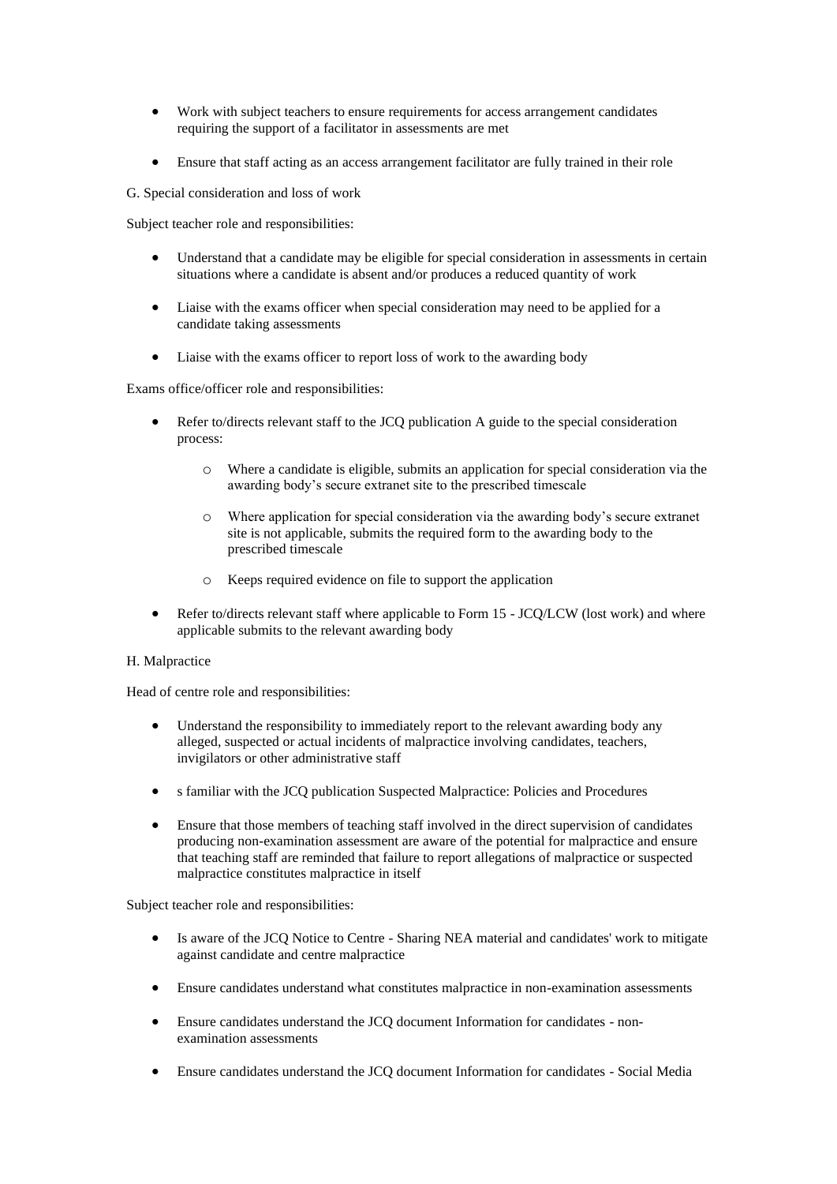- Work with subject teachers to ensure requirements for access arrangement candidates requiring the support of a facilitator in assessments are met
- Ensure that staff acting as an access arrangement facilitator are fully trained in their role

G. Special consideration and loss of work

Subject teacher role and responsibilities:

- Understand that a candidate may be eligible for special consideration in assessments in certain situations where a candidate is absent and/or produces a reduced quantity of work
- Liaise with the exams officer when special consideration may need to be applied for a candidate taking assessments
- Liaise with the exams officer to report loss of work to the awarding body

Exams office/officer role and responsibilities:

- Refer to/directs relevant staff to the JCQ publication A guide to the special consideration process:
    - Where a candidate is eligible, submits an application for special consideration via the awarding body's secure extranet site to the prescribed timescale
    - Where application for special consideration via the awarding body's secure extranet site is not applicable, submits the required form to the awarding body to the prescribed timescale
    - Keeps required evidence on file to support the application
- Refer to/directs relevant staff where applicable to Form 15 - JCQ/LCW (lost work) and where applicable submits to the relevant awarding body

H. Malpractice

Head of centre role and responsibilities:

- Understand the responsibility to immediately report to the relevant awarding body any alleged, suspected or actual incidents of malpractice involving candidates, teachers, invigilators or other administrative staff
- s familiar with the JCQ publication Suspected Malpractice: Policies and Procedures
- Ensure that those members of teaching staff involved in the direct supervision of candidates producing non-examination assessment are aware of the potential for malpractice and ensure that teaching staff are reminded that failure to report allegations of malpractice or suspected malpractice constitutes malpractice in itself

Subject teacher role and responsibilities:

- Is aware of the JCQ Notice to Centre - Sharing NEA material and candidates' work to mitigate against candidate and centre malpractice
- Ensure candidates understand what constitutes malpractice in non-examination assessments
- Ensure candidates understand the JCQ document Information for candidates - non-examination assessments
- Ensure candidates understand the JCQ document Information for candidates - Social Media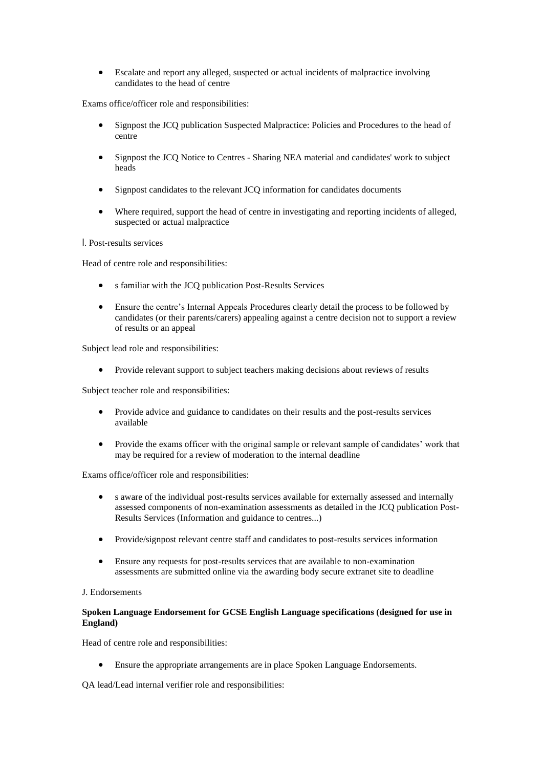- Escalate and report any alleged, suspected or actual incidents of malpractice involving candidates to the head of centre

Exams office/officer role and responsibilities:

- Signpost the JCQ publication Suspected Malpractice: Policies and Procedures to the head of centre
- Signpost the JCQ Notice to Centres - Sharing NEA material and candidates' work to subject heads
- Signpost candidates to the relevant JCQ information for candidates documents
- Where required, support the head of centre in investigating and reporting incidents of alleged, suspected or actual malpractice

l. Post-results services

Head of centre role and responsibilities:

- s familiar with the JCQ publication Post-Results Services
- Ensure the centre's Internal Appeals Procedures clearly detail the process to be followed by candidates (or their parents/carers) appealing against a centre decision not to support a review of results or an appeal

Subject lead role and responsibilities:

- Provide relevant support to subject teachers making decisions about reviews of results

Subject teacher role and responsibilities:

- Provide advice and guidance to candidates on their results and the post-results services available
- Provide the exams officer with the original sample or relevant sample of candidates' work that may be required for a review of moderation to the internal deadline

Exams office/officer role and responsibilities:

- s aware of the individual post-results services available for externally assessed and internally assessed components of non-examination assessments as detailed in the JCQ publication Post-Results Services (Information and guidance to centres...)
- Provide/signpost relevant centre staff and candidates to post-results services information
- Ensure any requests for post-results services that are available to non-examination assessments are submitted online via the awarding body secure extranet site to deadline

J. Endorsements

**Spoken Language Endorsement for GCSE English Language specifications (designed for use in England)**

Head of centre role and responsibilities:

- Ensure the appropriate arrangements are in place Spoken Language Endorsements.

QA lead/Lead internal verifier role and responsibilities: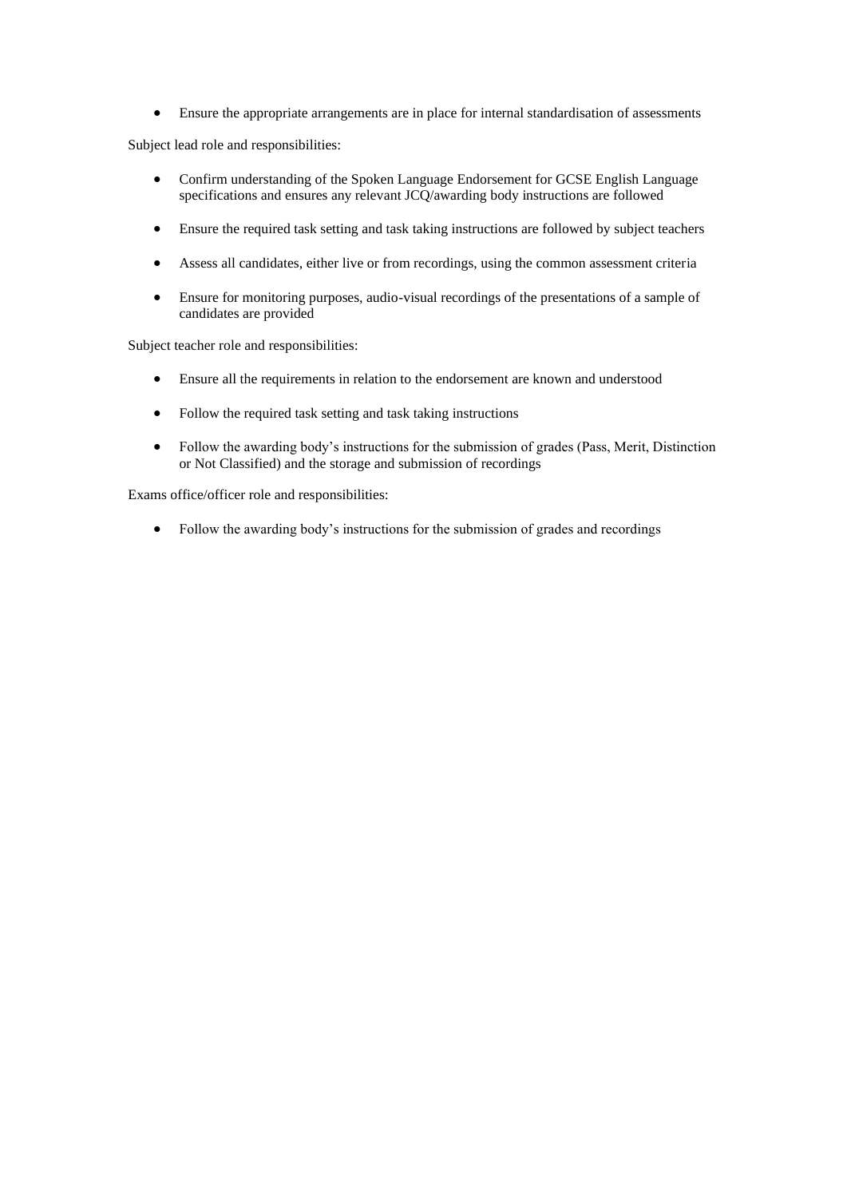- Ensure the appropriate arrangements are in place for internal standardisation of assessments

Subject lead role and responsibilities:

- Confirm understanding of the Spoken Language Endorsement for GCSE English Language specifications and ensures any relevant JCQ/awarding body instructions are followed
- Ensure the required task setting and task taking instructions are followed by subject teachers
- Assess all candidates, either live or from recordings, using the common assessment criteria
- Ensure for monitoring purposes, audio-visual recordings of the presentations of a sample of candidates are provided

Subject teacher role and responsibilities:

- Ensure all the requirements in relation to the endorsement are known and understood
- Follow the required task setting and task taking instructions
- Follow the awarding body's instructions for the submission of grades (Pass, Merit, Distinction or Not Classified) and the storage and submission of recordings

Exams office/officer role and responsibilities:

- Follow the awarding body's instructions for the submission of grades and recordings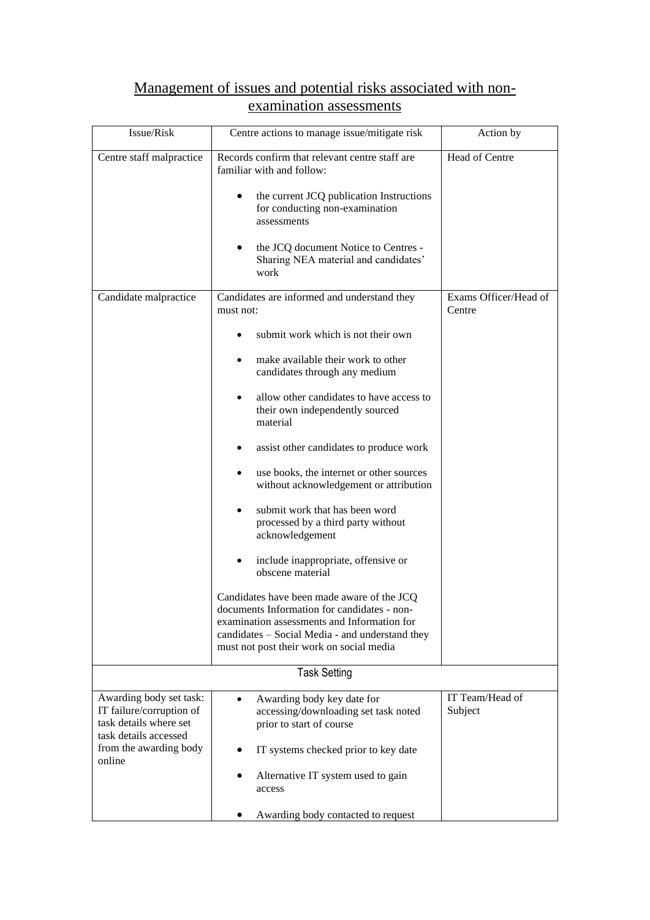## Management of issues and potential risks associated with non-examination assessments

| Issue/Risk | Centre actions to manage issue/mitigate risk | Action by |
|---|---|---|
| Centre staff malpractice | Records confirm that relevant centre staff are familiar with and follow:<br>• the current JCQ publication Instructions for conducting non-examination assessments<br>• the JCQ document Notice to Centres - Sharing NEA material and candidates' work | Head of Centre |
| Candidate malpractice | Candidates are informed and understand they must not:<br>• submit work which is not their own<br>• make available their work to other candidates through any medium<br>• allow other candidates to have access to their own independently sourced material<br>• assist other candidates to produce work<br>• use books, the internet or other sources without acknowledgement or attribution<br>• submit work that has been word processed by a third party without acknowledgement<br>• include inappropriate, offensive or obscene material<br><br>Candidates have been made aware of the JCQ documents Information for candidates - non-examination assessments and Information for candidates – Social Media - and understand they must not post their work on social media | Exams Officer/Head of Centre |
| **Task Setting** | | |
| Awarding body set task: IT failure/corruption of task details where set task details accessed from the awarding body online | • Awarding body key date for accessing/downloading set task noted prior to start of course<br>• IT systems checked prior to key date<br>• Alternative IT system used to gain access<br>• Awarding body contacted to request | IT Team/Head of Subject |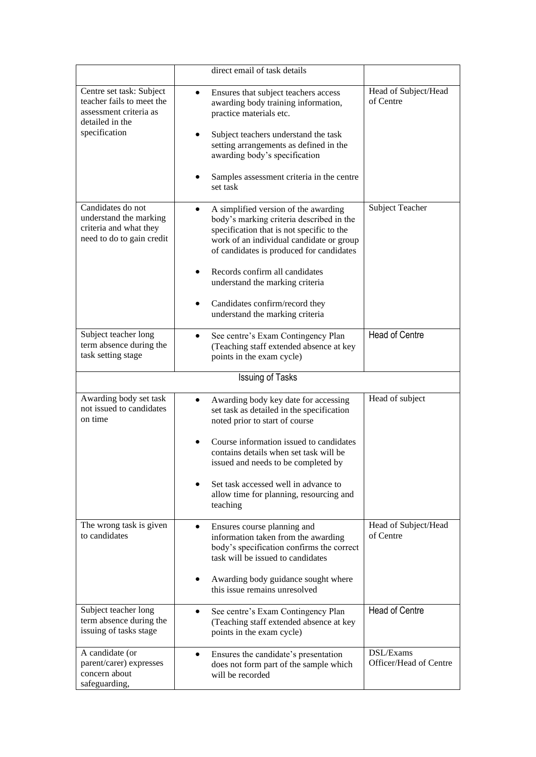| | | |
|---|---|---|
| | direct email of task details | |
| Centre set task: Subject teacher fails to meet the assessment criteria as detailed in the specification | • Ensures that subject teachers access awarding body training information, practice materials etc.<br><br>• Subject teachers understand the task setting arrangements as defined in the awarding body's specification<br><br>• Samples assessment criteria in the centre set task | Head of Subject/Head of Centre |
| Candidates do not understand the marking criteria and what they need to do to gain credit | • A simplified version of the awarding body's marking criteria described in the specification that is not specific to the work of an individual candidate or group of candidates is produced for candidates<br><br>• Records confirm all candidates understand the marking criteria<br><br>• Candidates confirm/record they understand the marking criteria | Subject Teacher |
| Subject teacher long term absence during the task setting stage | • See centre's Exam Contingency Plan (Teaching staff extended absence at key points in the exam cycle) | Head of Centre |
| **Issuing of Tasks** | | |
| Awarding body set task not issued to candidates on time | • Awarding body key date for accessing set task as detailed in the specification noted prior to start of course<br><br>• Course information issued to candidates contains details when set task will be issued and needs to be completed by<br><br>• Set task accessed well in advance to allow time for planning, resourcing and teaching | Head of subject |
| The wrong task is given to candidates | • Ensures course planning and information taken from the awarding body's specification confirms the correct task will be issued to candidates<br><br>• Awarding body guidance sought where this issue remains unresolved | Head of Subject/Head of Centre |
| Subject teacher long term absence during the issuing of tasks stage | • See centre's Exam Contingency Plan (Teaching staff extended absence at key points in the exam cycle) | Head of Centre |
| A candidate (or parent/carer) expresses concern about safeguarding, | • Ensures the candidate's presentation does not form part of the sample which will be recorded | DSL/Exams Officer/Head of Centre |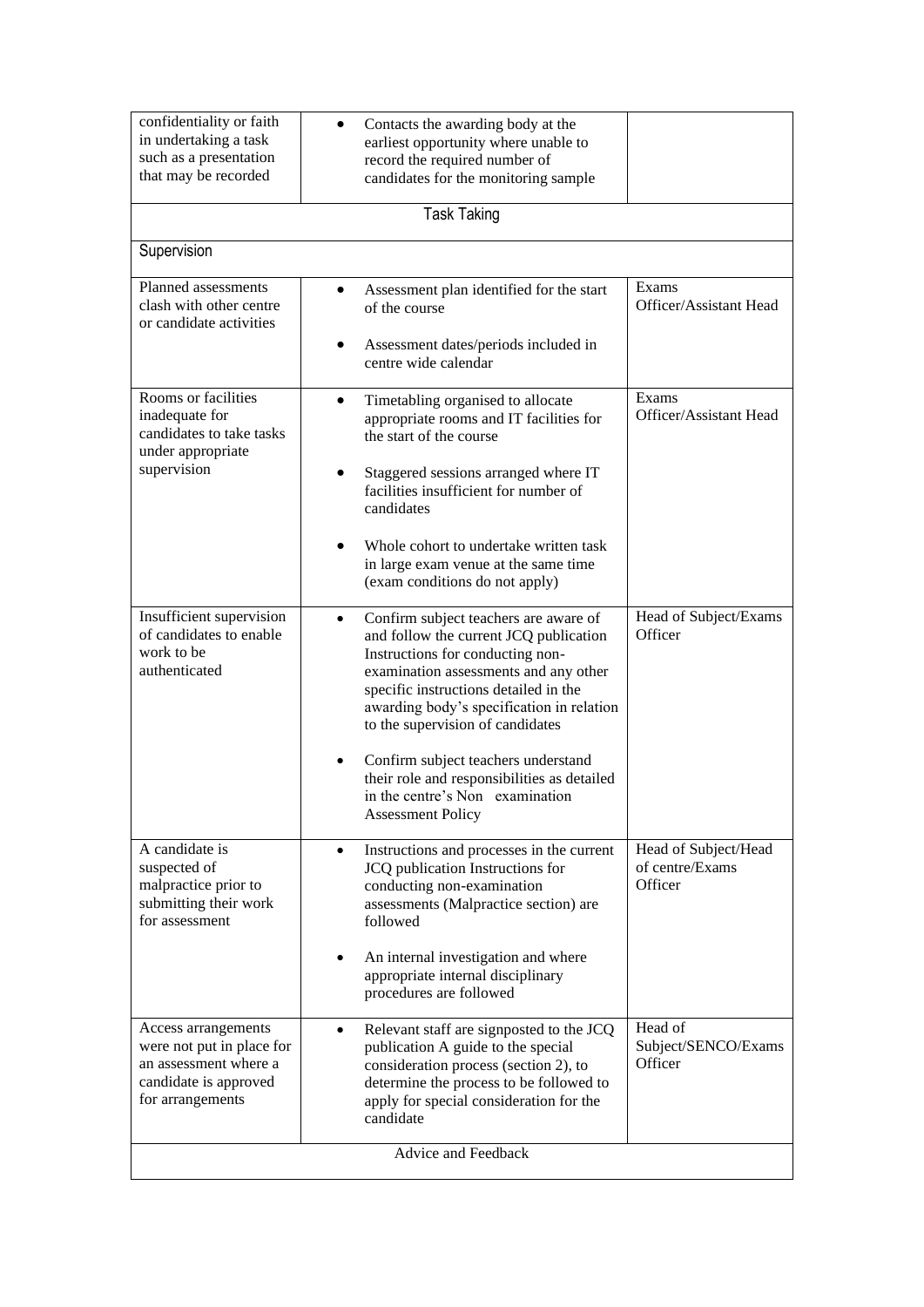| | | |
|---|---|---|
| confidentiality or faith in undertaking a task such as a presentation that may be recorded | • Contacts the awarding body at the earliest opportunity where unable to record the required number of candidates for the monitoring sample | |
| Task Taking | | |
| Supervision | | |
| Planned assessments clash with other centre or candidate activities | • Assessment plan identified for the start of the course<br>• Assessment dates/periods included in centre wide calendar | Exams Officer/Assistant Head |
| Rooms or facilities inadequate for candidates to take tasks under appropriate supervision | • Timetabling organised to allocate appropriate rooms and IT facilities for the start of the course<br>• Staggered sessions arranged where IT facilities insufficient for number of candidates<br>• Whole cohort to undertake written task in large exam venue at the same time (exam conditions do not apply) | Exams Officer/Assistant Head |
| Insufficient supervision of candidates to enable work to be authenticated | • Confirm subject teachers are aware of and follow the current JCQ publication Instructions for conducting non-examination assessments and any other specific instructions detailed in the awarding body's specification in relation to the supervision of candidates<br>• Confirm subject teachers understand their role and responsibilities as detailed in the centre's Non examination Assessment Policy | Head of Subject/Exams Officer |
| A candidate is suspected of malpractice prior to submitting their work for assessment | • Instructions and processes in the current JCQ publication Instructions for conducting non-examination assessments (Malpractice section) are followed<br>• An internal investigation and where appropriate internal disciplinary procedures are followed | Head of Subject/Head of centre/Exams Officer |
| Access arrangements were not put in place for an assessment where a candidate is approved for arrangements | • Relevant staff are signposted to the JCQ publication A guide to the special consideration process (section 2), to determine the process to be followed to apply for special consideration for the candidate | Head of Subject/SENCO/Exams Officer |
| Advice and Feedback | | |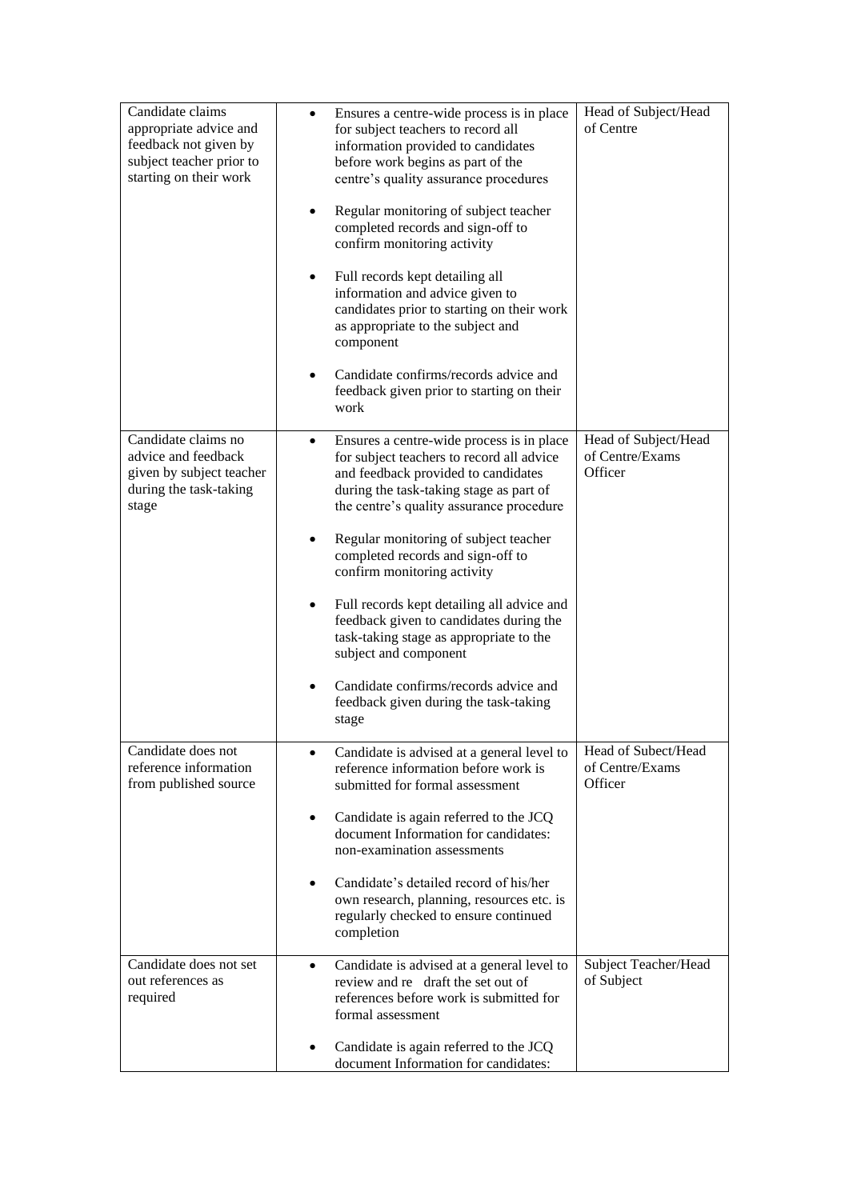| | | |
|---|---|---|
| Candidate claims appropriate advice and feedback not given by subject teacher prior to starting on their work | • Ensures a centre-wide process is in place for subject teachers to record all information provided to candidates before work begins as part of the centre's quality assurance procedures<br><br>• Regular monitoring of subject teacher completed records and sign-off to confirm monitoring activity<br><br>• Full records kept detailing all information and advice given to candidates prior to starting on their work as appropriate to the subject and component<br><br>• Candidate confirms/records advice and feedback given prior to starting on their work | Head of Subject/Head of Centre |
| Candidate claims no advice and feedback given by subject teacher during the task-taking stage | • Ensures a centre-wide process is in place for subject teachers to record all advice and feedback provided to candidates during the task-taking stage as part of the centre's quality assurance procedure<br><br>• Regular monitoring of subject teacher completed records and sign-off to confirm monitoring activity<br><br>• Full records kept detailing all advice and feedback given to candidates during the task-taking stage as appropriate to the subject and component<br><br>• Candidate confirms/records advice and feedback given during the task-taking stage | Head of Subject/Head of Centre/Exams Officer |
| Candidate does not reference information from published source | • Candidate is advised at a general level to reference information before work is submitted for formal assessment<br><br>• Candidate is again referred to the JCQ document Information for candidates: non-examination assessments<br><br>• Candidate's detailed record of his/her own research, planning, resources etc. is regularly checked to ensure continued completion | Head of Subect/Head of Centre/Exams Officer |
| Candidate does not set out references as required | • Candidate is advised at a general level to review and re draft the set out of references before work is submitted for formal assessment<br><br>• Candidate is again referred to the JCQ document Information for candidates: | Subject Teacher/Head of Subject |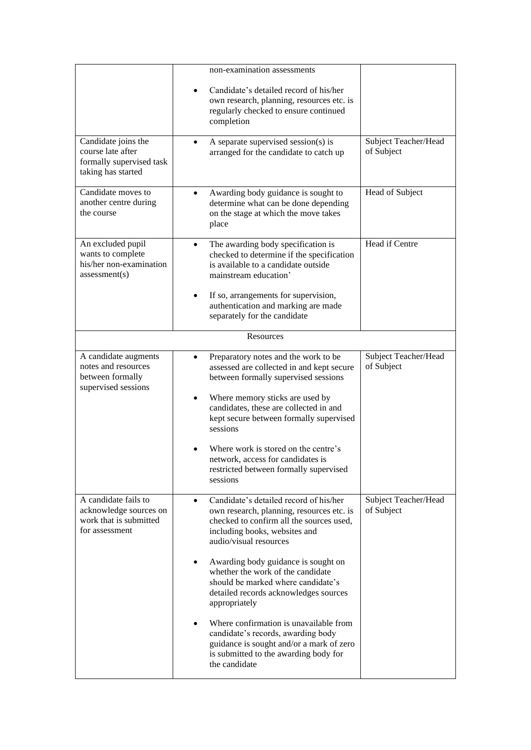| | | |
|---|---|---|
| | non-examination assessments<br>• Candidate's detailed record of his/her own research, planning, resources etc. is regularly checked to ensure continued completion | |
| Candidate joins the course late after formally supervised task taking has started | • A separate supervised session(s) is arranged for the candidate to catch up | Subject Teacher/Head of Subject |
| Candidate moves to another centre during the course | • Awarding body guidance is sought to determine what can be done depending on the stage at which the move takes place | Head of Subject |
| An excluded pupil wants to complete his/her non-examination assessment(s) | • The awarding body specification is checked to determine if the specification is available to a candidate outside mainstream education'<br>• If so, arrangements for supervision, authentication and marking are made separately for the candidate | Head if Centre |
| Resources | | |
| A candidate augments notes and resources between formally supervised sessions | • Preparatory notes and the work to be assessed are collected in and kept secure between formally supervised sessions<br>• Where memory sticks are used by candidates, these are collected in and kept secure between formally supervised sessions<br>• Where work is stored on the centre's network, access for candidates is restricted between formally supervised sessions | Subject Teacher/Head of Subject |
| A candidate fails to acknowledge sources on work that is submitted for assessment | • Candidate's detailed record of his/her own research, planning, resources etc. is checked to confirm all the sources used, including books, websites and audio/visual resources<br>• Awarding body guidance is sought on whether the work of the candidate should be marked where candidate's detailed records acknowledges sources appropriately<br>• Where confirmation is unavailable from candidate's records, awarding body guidance is sought and/or a mark of zero is submitted to the awarding body for the candidate | Subject Teacher/Head of Subject |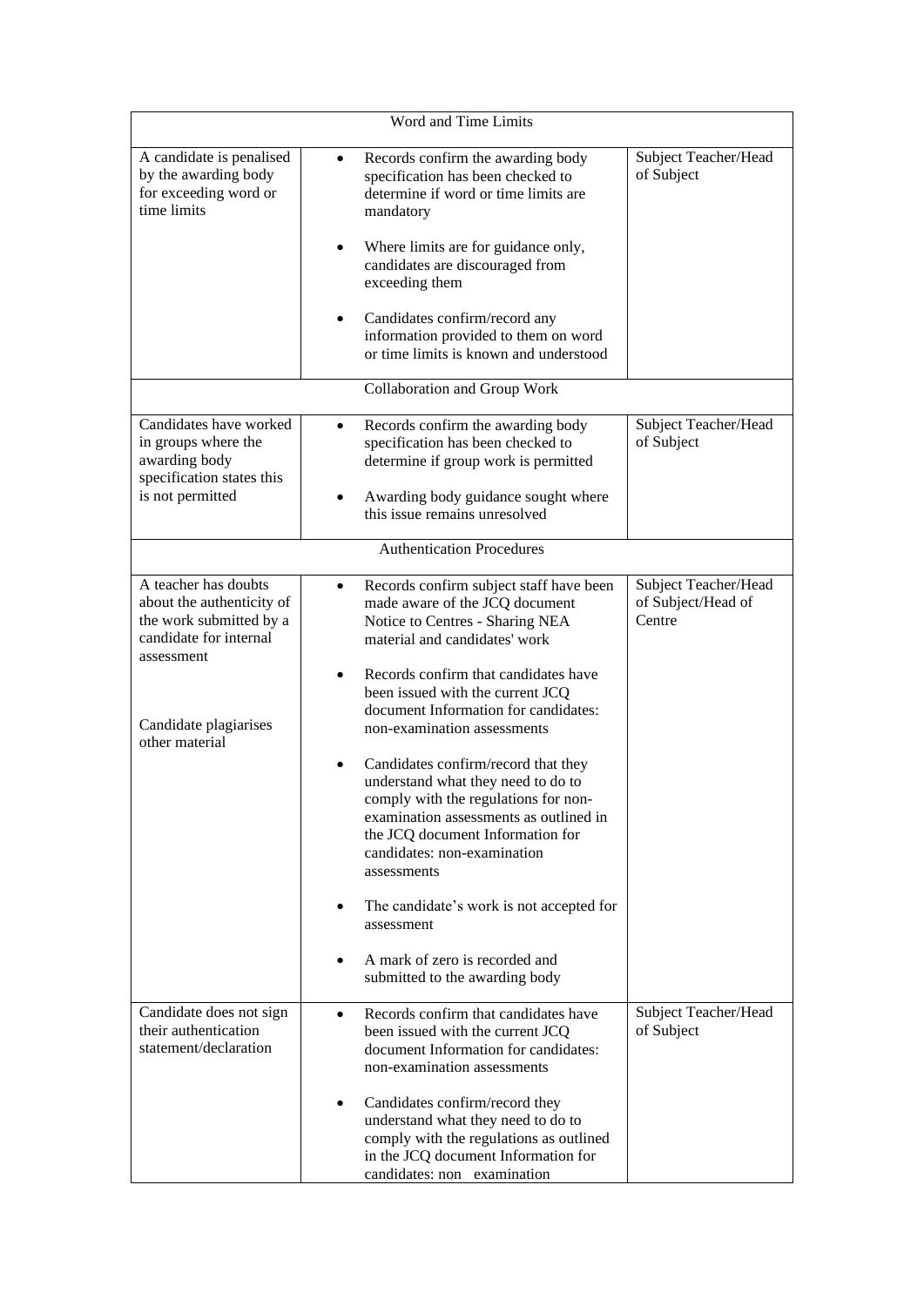| Word and Time Limits | | |
|---|---|---|
| A candidate is penalised by the awarding body for exceeding word or time limits | • Records confirm the awarding body specification has been checked to determine if word or time limits are mandatory<br>• Where limits are for guidance only, candidates are discouraged from exceeding them<br>• Candidates confirm/record any information provided to them on word or time limits is known and understood | Subject Teacher/Head of Subject |
| **Collaboration and Group Work** | | |
| Candidates have worked in groups where the awarding body specification states this is not permitted | • Records confirm the awarding body specification has been checked to determine if group work is permitted<br>• Awarding body guidance sought where this issue remains unresolved | Subject Teacher/Head of Subject |
| **Authentication Procedures** | | |
| A teacher has doubts about the authenticity of the work submitted by a candidate for internal assessment<br><br>Candidate plagiarises other material | • Records confirm subject staff have been made aware of the JCQ document Notice to Centres - Sharing NEA material and candidates' work<br>• Records confirm that candidates have been issued with the current JCQ document Information for candidates: non-examination assessments<br>• Candidates confirm/record that they understand what they need to do to comply with the regulations for non-examination assessments as outlined in the JCQ document Information for candidates: non-examination assessments<br>• The candidate's work is not accepted for assessment<br>• A mark of zero is recorded and submitted to the awarding body | Subject Teacher/Head of Subject/Head of Centre |
| Candidate does not sign their authentication statement/declaration | • Records confirm that candidates have been issued with the current JCQ document Information for candidates: non-examination assessments<br>• Candidates confirm/record they understand what they need to do to comply with the regulations as outlined in the JCQ document Information for candidates: non examination | Subject Teacher/Head of Subject |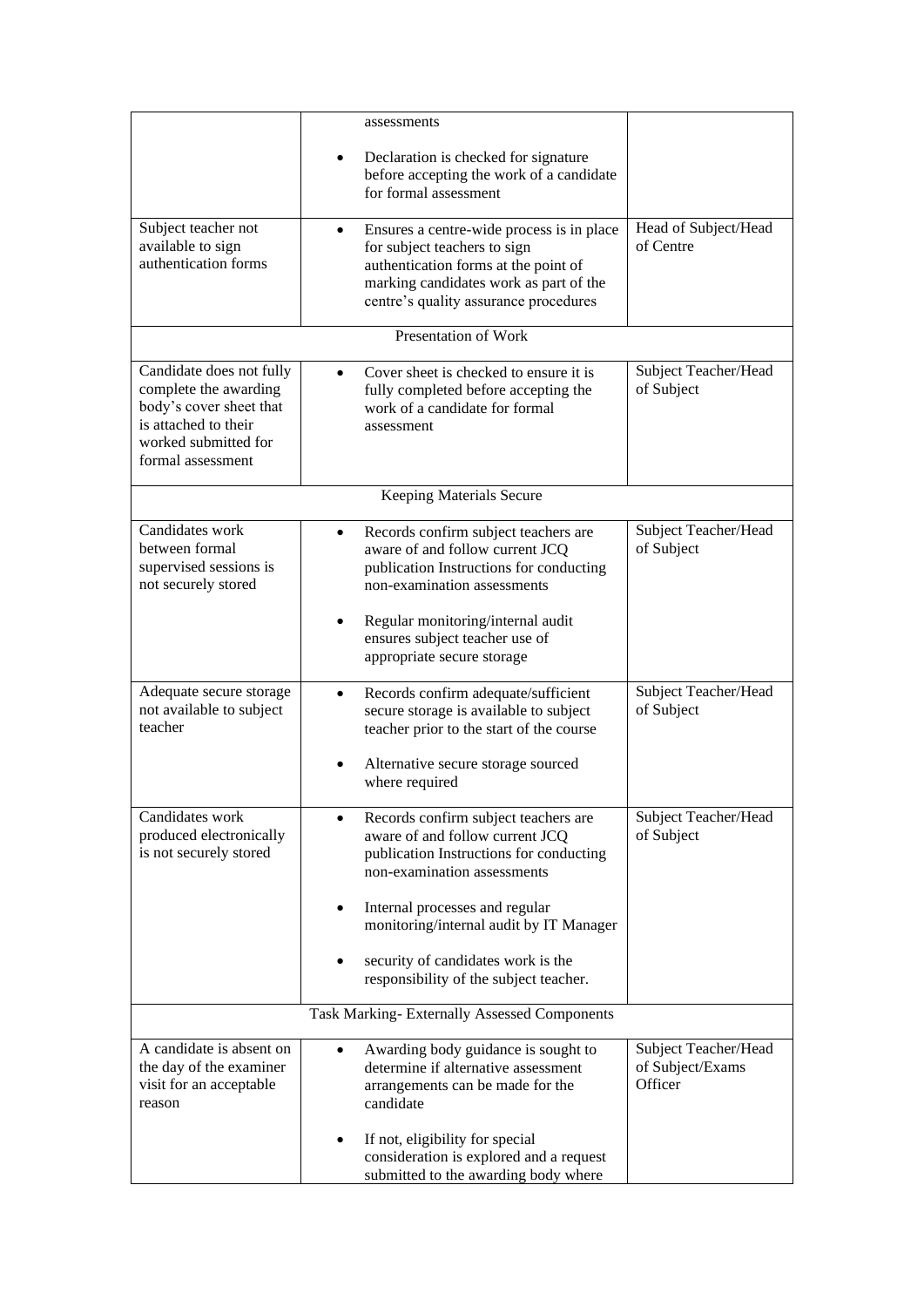| | | |
|---|---|---|
| | assessments<br><br>• Declaration is checked for signature before accepting the work of a candidate for formal assessment | |
| Subject teacher not available to sign authentication forms | • Ensures a centre-wide process is in place for subject teachers to sign authentication forms at the point of marking candidates work as part of the centre's quality assurance procedures | Head of Subject/Head of Centre |
| | Presentation of Work | |
| Candidate does not fully complete the awarding body's cover sheet that is attached to their worked submitted for formal assessment | • Cover sheet is checked to ensure it is fully completed before accepting the work of a candidate for formal assessment | Subject Teacher/Head of Subject |
| | Keeping Materials Secure | |
| Candidates work between formal supervised sessions is not securely stored | • Records confirm subject teachers are aware of and follow current JCQ publication Instructions for conducting non-examination assessments<br><br>• Regular monitoring/internal audit ensures subject teacher use of appropriate secure storage | Subject Teacher/Head of Subject |
| Adequate secure storage not available to subject teacher | • Records confirm adequate/sufficient secure storage is available to subject teacher prior to the start of the course<br><br>• Alternative secure storage sourced where required | Subject Teacher/Head of Subject |
| Candidates work produced electronically is not securely stored | • Records confirm subject teachers are aware of and follow current JCQ publication Instructions for conducting non-examination assessments<br><br>• Internal processes and regular monitoring/internal audit by IT Manager<br><br>• security of candidates work is the responsibility of the subject teacher. | Subject Teacher/Head of Subject |
| | Task Marking- Externally Assessed Components | |
| A candidate is absent on the day of the examiner visit for an acceptable reason | • Awarding body guidance is sought to determine if alternative assessment arrangements can be made for the candidate<br><br>• If not, eligibility for special consideration is explored and a request submitted to the awarding body where | Subject Teacher/Head of Subject/Exams Officer |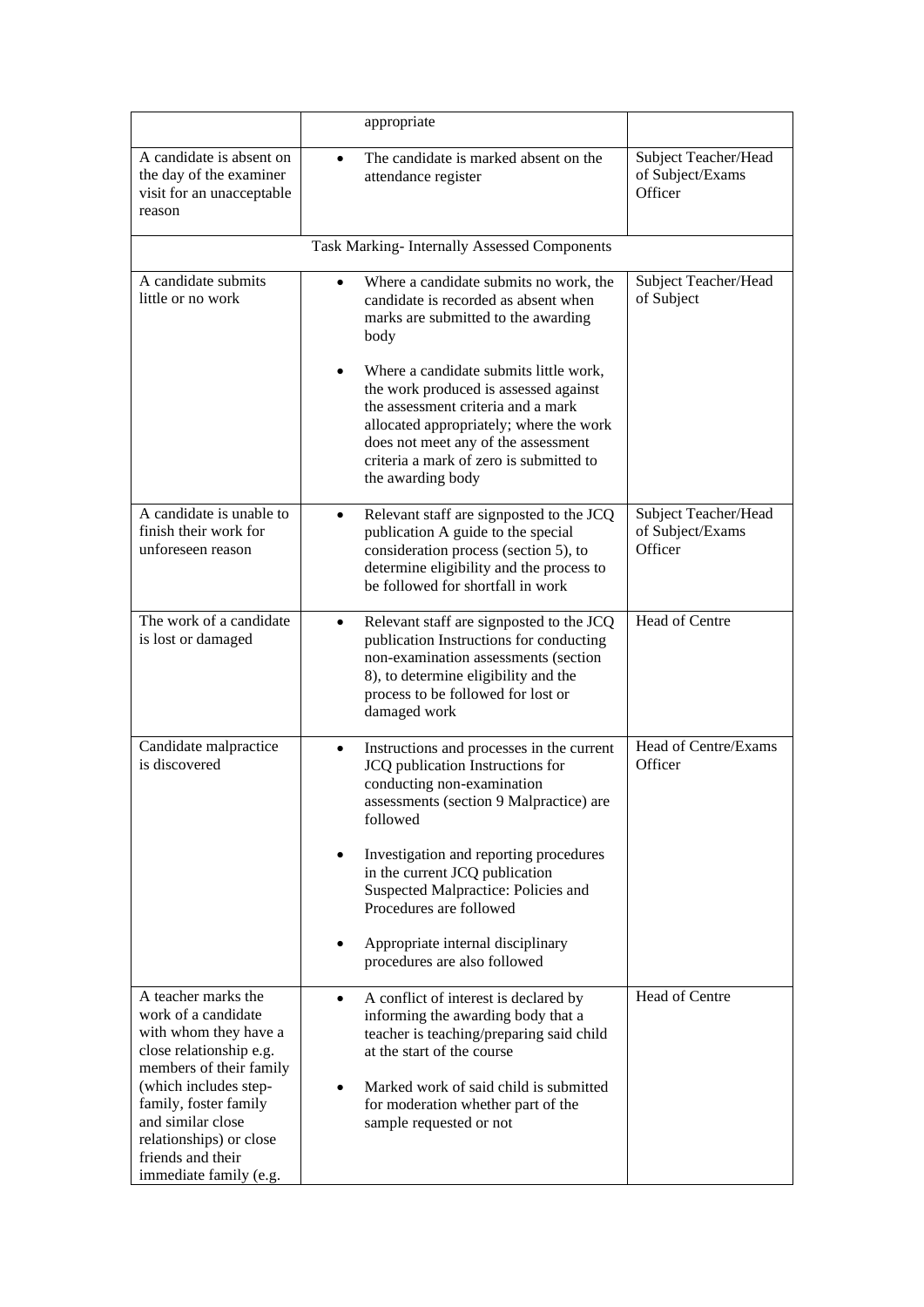| | | |
|---|---|---|
| | appropriate | |
| A candidate is absent on the day of the examiner visit for an unacceptable reason | • The candidate is marked absent on the attendance register | Subject Teacher/Head of Subject/Exams Officer |
| Task Marking- Internally Assessed Components | | |
| A candidate submits little or no work | • Where a candidate submits no work, the candidate is recorded as absent when marks are submitted to the awarding body<br><br>• Where a candidate submits little work, the work produced is assessed against the assessment criteria and a mark allocated appropriately; where the work does not meet any of the assessment criteria a mark of zero is submitted to the awarding body | Subject Teacher/Head of Subject |
| A candidate is unable to finish their work for unforeseen reason | • Relevant staff are signposted to the JCQ publication A guide to the special consideration process (section 5), to determine eligibility and the process to be followed for shortfall in work | Subject Teacher/Head of Subject/Exams Officer |
| The work of a candidate is lost or damaged | • Relevant staff are signposted to the JCQ publication Instructions for conducting non-examination assessments (section 8), to determine eligibility and the process to be followed for lost or damaged work | Head of Centre |
| Candidate malpractice is discovered | • Instructions and processes in the current JCQ publication Instructions for conducting non-examination assessments (section 9 Malpractice) are followed<br><br>• Investigation and reporting procedures in the current JCQ publication Suspected Malpractice: Policies and Procedures are followed<br><br>• Appropriate internal disciplinary procedures are also followed | Head of Centre/Exams Officer |
| A teacher marks the work of a candidate with whom they have a close relationship e.g. members of their family (which includes step-family, foster family and similar close relationships) or close friends and their immediate family (e.g. | • A conflict of interest is declared by informing the awarding body that a teacher is teaching/preparing said child at the start of the course<br><br>• Marked work of said child is submitted for moderation whether part of the sample requested or not | Head of Centre |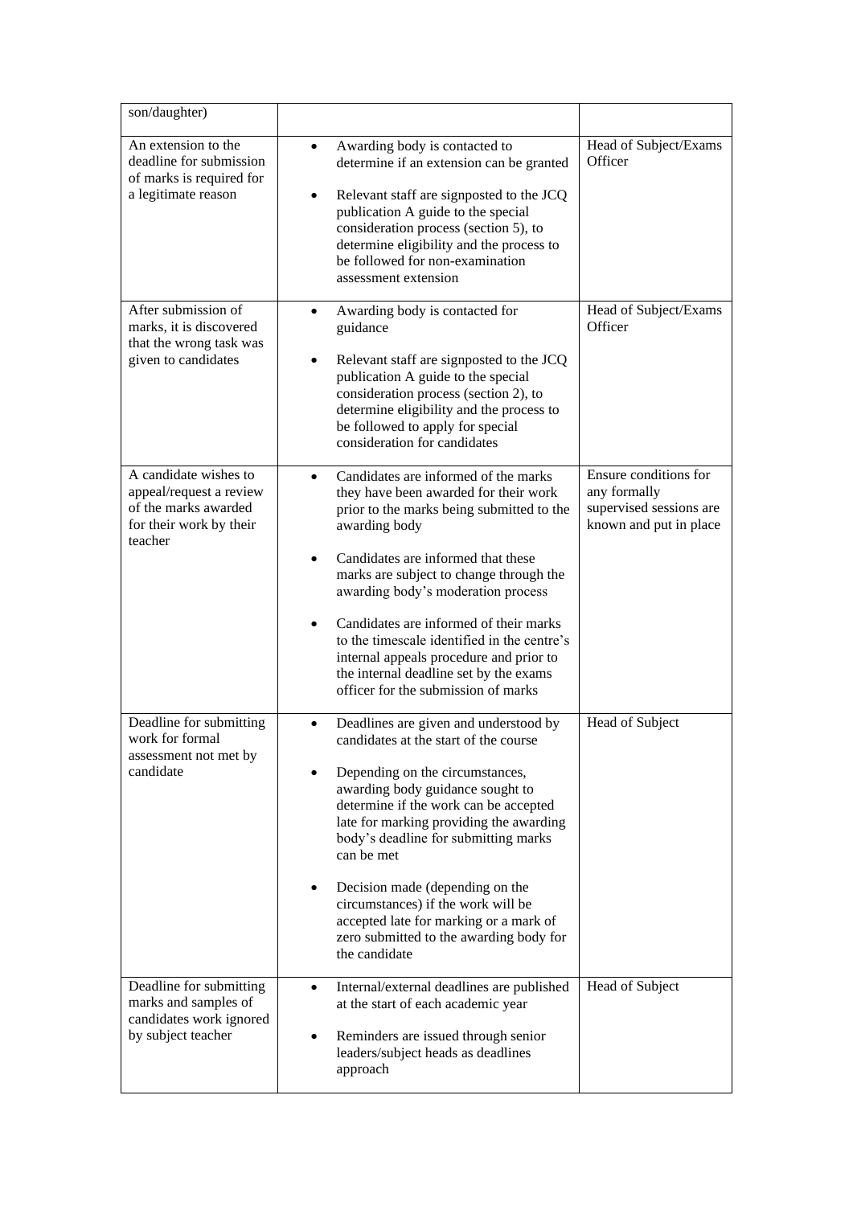| son/daughter) | | |
|---|---|---|
| An extension to the deadline for submission of marks is required for a legitimate reason | • Awarding body is contacted to determine if an extension can be granted<br>• Relevant staff are signposted to the JCQ publication A guide to the special consideration process (section 5), to determine eligibility and the process to be followed for non-examination assessment extension | Head of Subject/Exams Officer |
| After submission of marks, it is discovered that the wrong task was given to candidates | • Awarding body is contacted for guidance<br>• Relevant staff are signposted to the JCQ publication A guide to the special consideration process (section 2), to determine eligibility and the process to be followed to apply for special consideration for candidates | Head of Subject/Exams Officer |
| A candidate wishes to appeal/request a review of the marks awarded for their work by their teacher | • Candidates are informed of the marks they have been awarded for their work prior to the marks being submitted to the awarding body<br>• Candidates are informed that these marks are subject to change through the awarding body's moderation process<br>• Candidates are informed of their marks to the timescale identified in the centre's internal appeals procedure and prior to the internal deadline set by the exams officer for the submission of marks | Ensure conditions for any formally supervised sessions are known and put in place |
| Deadline for submitting work for formal assessment not met by candidate | • Deadlines are given and understood by candidates at the start of the course<br>• Depending on the circumstances, awarding body guidance sought to determine if the work can be accepted late for marking providing the awarding body's deadline for submitting marks can be met<br>• Decision made (depending on the circumstances) if the work will be accepted late for marking or a mark of zero submitted to the awarding body for the candidate | Head of Subject |
| Deadline for submitting marks and samples of candidates work ignored by subject teacher | • Internal/external deadlines are published at the start of each academic year<br>• Reminders are issued through senior leaders/subject heads as deadlines approach | Head of Subject |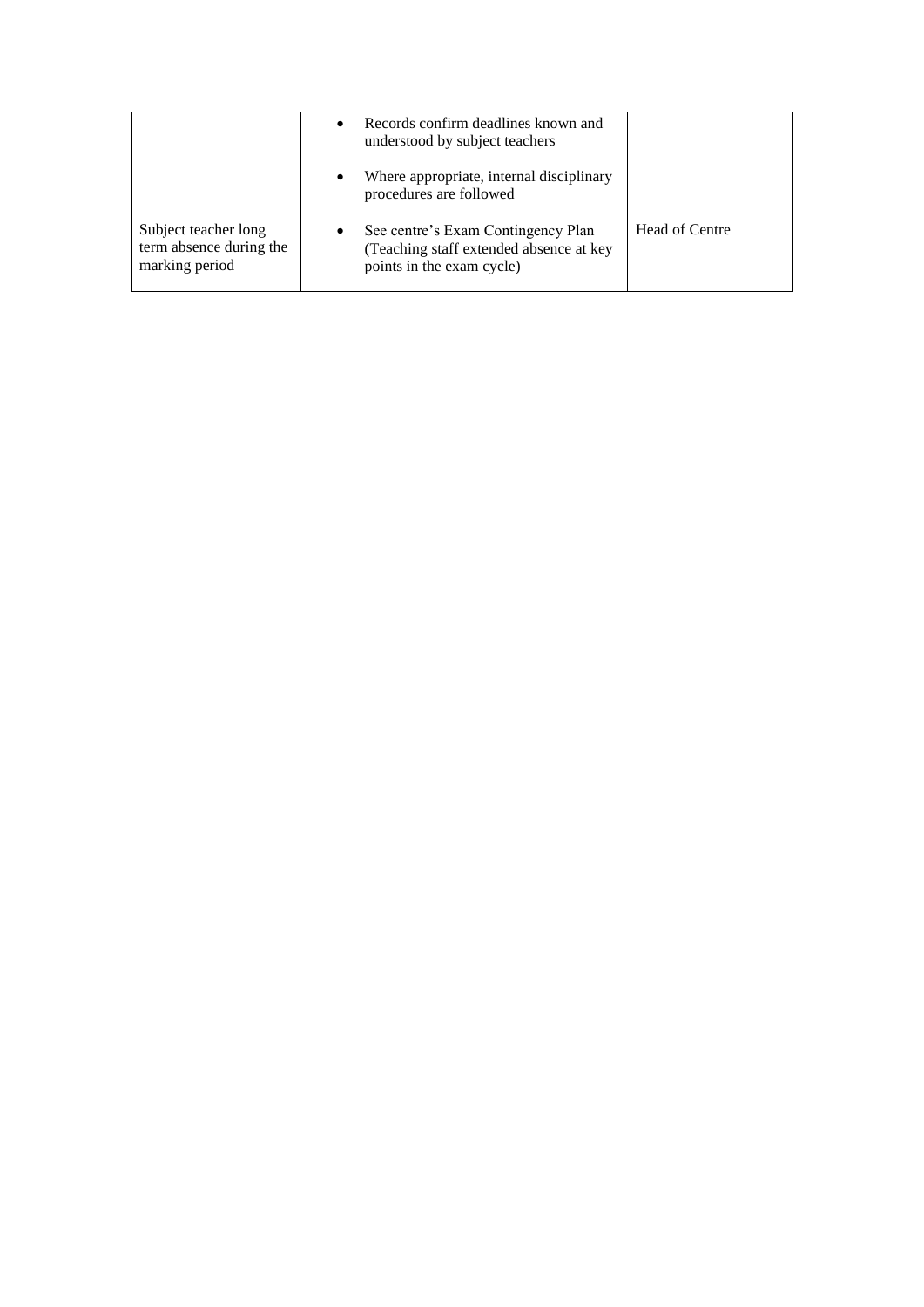| | | |
|---|---|---|
| | • Records confirm deadlines known and understood by subject teachers<br><br>• Where appropriate, internal disciplinary procedures are followed | |
| Subject teacher long term absence during the marking period | • See centre's Exam Contingency Plan (Teaching staff extended absence at key points in the exam cycle) | Head of Centre |